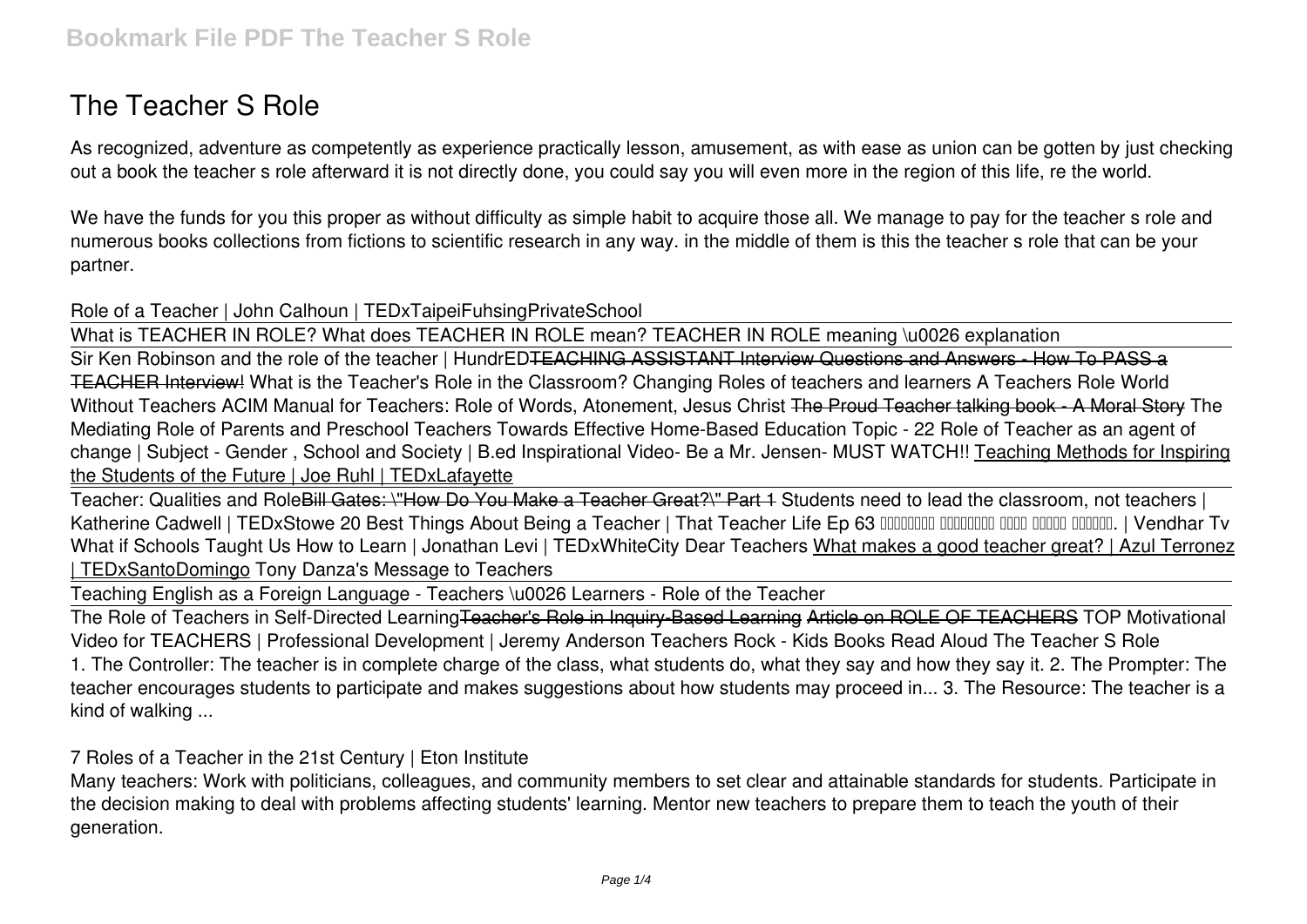# The Teacher S Role

As recognized, adventure as competently as experience practically lesson, amusement, as with ease as union can be gotten by just checking out a book the teacher s role afterward it is not directly done, you could say you will even more in the region of this life, re the world.

We have the funds for you this proper as without difficulty as simple habit to acquire those all. We manage to pay for the teacher s role and numerous books collections from fictions to scientific research in any way. in the middle of them is this the teacher s role that can be your partner.

Role of a Teacher | John Calhoun | TEDxTaipeiFuhsingPrivateSchool

What is TEACHER IN ROLE? What does TEACHER IN ROLE mean? TEACHER IN ROLE meaning \u0026 explanation

Sir Ken Robinson and the role of the teacher | HundrED ~~TEACHING ASSISTANT Interview Questions and Answers - How To PASS a TEACHER Interview!~~ What is the Teacher's Role in the Classroom? Changing Roles of teachers and learners A Teachers Role World Without Teachers ACIM Manual for Teachers: Role of Words, Atonement, Jesus Christ ~~The Proud Teacher talking book - A Moral Story~~ The Mediating Role of Parents and Preschool Teachers Towards Effective Home-Based Education Topic - 22 Role of Teacher as an agent of change | Subject - Gender , School and Society | B.ed Inspirational Video- Be a Mr. Jensen- MUST WATCH!! Teaching Methods for Inspiring the Students of the Future | Joe Ruhl | TEDxLafayette

Teacher: Qualities and Role ~~Bill Gates: \"How Do You Make a Teacher Great?\" Part 1~~ Students need to lead the classroom, not teachers | Katherine Cadwell | TEDxStowe 20 Best Things About Being a Teacher | That Teacher Life Ep 63 ████████ ████████ ████ █████ ██████. | Vendhar Tv What if Schools Taught Us How to Learn | Jonathan Levi | TEDxWhiteCity Dear Teachers What makes a good teacher great? | Azul Terronez | TEDxSantoDomingo Tony Danza's Message to Teachers

Teaching English as a Foreign Language - Teachers \u0026 Learners - Role of the Teacher

The Role of Teachers in Self-Directed Learning ~~Teacher's Role in Inquiry-Based Learning~~ ~~Article on ROLE OF TEACHERS~~ TOP Motivational Video for TEACHERS | Professional Development | Jeremy Anderson Teachers Rock - Kids Books Read Aloud The Teacher S Role

1. The Controller: The teacher is in complete charge of the class, what students do, what they say and how they say it. 2. The Prompter: The teacher encourages students to participate and makes suggestions about how students may proceed in... 3. The Resource: The teacher is a kind of walking ...

7 Roles of a Teacher in the 21st Century | Eton Institute

Many teachers: Work with politicians, colleagues, and community members to set clear and attainable standards for students. Participate in the decision making to deal with problems affecting students' learning. Mentor new teachers to prepare them to teach the youth of their generation.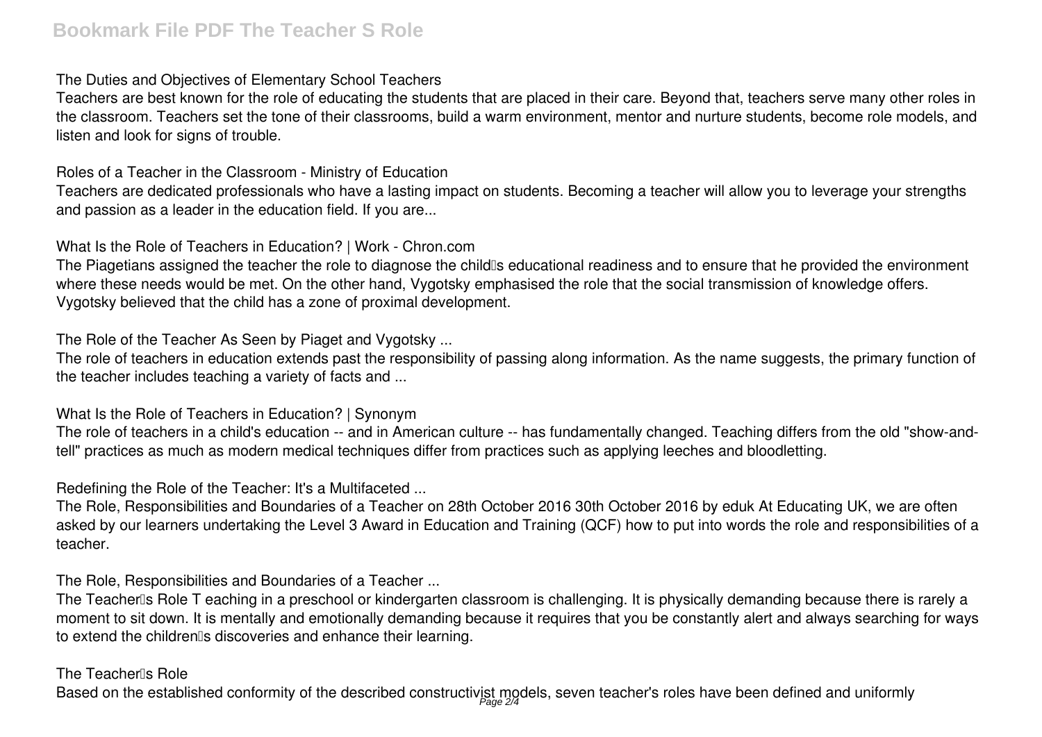**The Duties and Objectives of Elementary School Teachers**

Teachers are best known for the role of educating the students that are placed in their care. Beyond that, teachers serve many other roles in the classroom. Teachers set the tone of their classrooms, build a warm environment, mentor and nurture students, become role models, and listen and look for signs of trouble.

**Roles of a Teacher in the Classroom - Ministry of Education**

Teachers are dedicated professionals who have a lasting impact on students. Becoming a teacher will allow you to leverage your strengths and passion as a leader in the education field. If you are...

**What Is the Role of Teachers in Education? | Work - Chron.com**

The Piagetians assigned the teacher the role to diagnose the child's educational readiness and to ensure that he provided the environment where these needs would be met. On the other hand, Vygotsky emphasised the role that the social transmission of knowledge offers. Vygotsky believed that the child has a zone of proximal development.

**The Role of the Teacher As Seen by Piaget and Vygotsky ...**

The role of teachers in education extends past the responsibility of passing along information. As the name suggests, the primary function of the teacher includes teaching a variety of facts and ...

**What Is the Role of Teachers in Education? | Synonym**

The role of teachers in a child's education -- and in American culture -- has fundamentally changed. Teaching differs from the old "show-and-tell" practices as much as modern medical techniques differ from practices such as applying leeches and bloodletting.

**Redefining the Role of the Teacher: It's a Multifaceted ...**

The Role, Responsibilities and Boundaries of a Teacher on 28th October 2016 30th October 2016 by eduk At Educating UK, we are often asked by our learners undertaking the Level 3 Award in Education and Training (QCF) how to put into words the role and responsibilities of a teacher.

**The Role, Responsibilities and Boundaries of a Teacher ...**

The Teacher's Role T eaching in a preschool or kindergarten classroom is challenging. It is physically demanding because there is rarely a moment to sit down. It is mentally and emotionally demanding because it requires that you be constantly alert and always searching for ways to extend the children's discoveries and enhance their learning.

**The Teacher's Role**

Based on the established conformity of the described constructivist models, seven teacher's roles have been defined and uniformly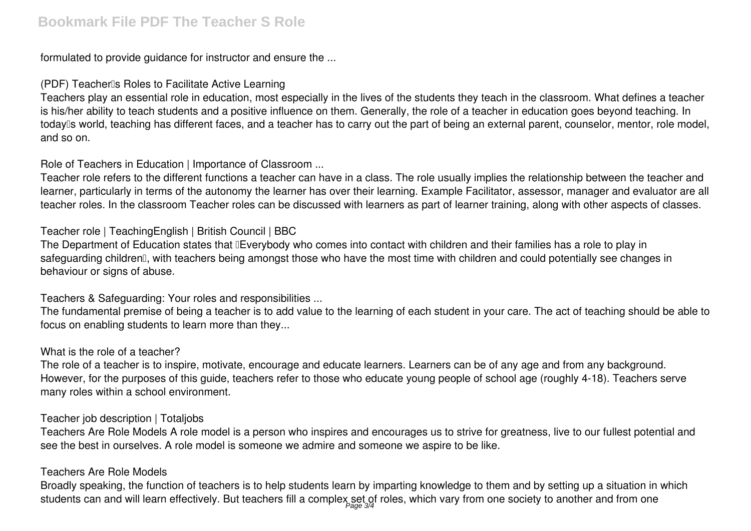formulated to provide guidance for instructor and ensure the ...

**(PDF) Teacher's Roles to Facilitate Active Learning**

Teachers play an essential role in education, most especially in the lives of the students they teach in the classroom. What defines a teacher is his/her ability to teach students and a positive influence on them. Generally, the role of a teacher in education goes beyond teaching. In today's world, teaching has different faces, and a teacher has to carry out the part of being an external parent, counselor, mentor, role model, and so on.

**Role of Teachers in Education | Importance of Classroom ...**

Teacher role refers to the different functions a teacher can have in a class. The role usually implies the relationship between the teacher and learner, particularly in terms of the autonomy the learner has over their learning. Example Facilitator, assessor, manager and evaluator are all teacher roles. In the classroom Teacher roles can be discussed with learners as part of learner training, along with other aspects of classes.

**Teacher role | TeachingEnglish | British Council | BBC**

The Department of Education states that "Everybody who comes into contact with children and their families has a role to play in safeguarding children", with teachers being amongst those who have the most time with children and could potentially see changes in behaviour or signs of abuse.

**Teachers & Safeguarding: Your roles and responsibilities ...**

The fundamental premise of being a teacher is to add value to the learning of each student in your care. The act of teaching should be able to focus on enabling students to learn more than they...

**What is the role of a teacher?**

The role of a teacher is to inspire, motivate, encourage and educate learners. Learners can be of any age and from any background. However, for the purposes of this guide, teachers refer to those who educate young people of school age (roughly 4-18). Teachers serve many roles within a school environment.

**Teacher job description | Totaljobs**

Teachers Are Role Models A role model is a person who inspires and encourages us to strive for greatness, live to our fullest potential and see the best in ourselves. A role model is someone we admire and someone we aspire to be like.

**Teachers Are Role Models**

Broadly speaking, the function of teachers is to help students learn by imparting knowledge to them and by setting up a situation in which students can and will learn effectively. But teachers fill a complex set of roles, which vary from one society to another and from one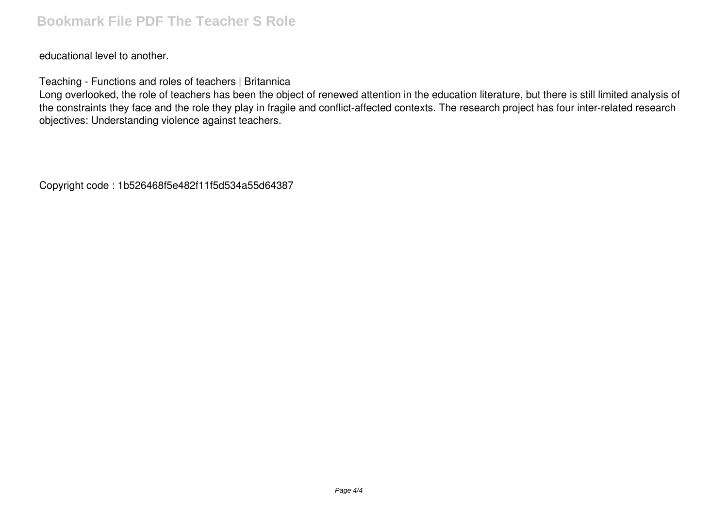educational level to another.

Teaching - Functions and roles of teachers | Britannica

Long overlooked, the role of teachers has been the object of renewed attention in the education literature, but there is still limited analysis of the constraints they face and the role they play in fragile and conflict-affected contexts. The research project has four inter-related research objectives: Understanding violence against teachers.

Copyright code : 1b526468f5e482f11f5d534a55d64387